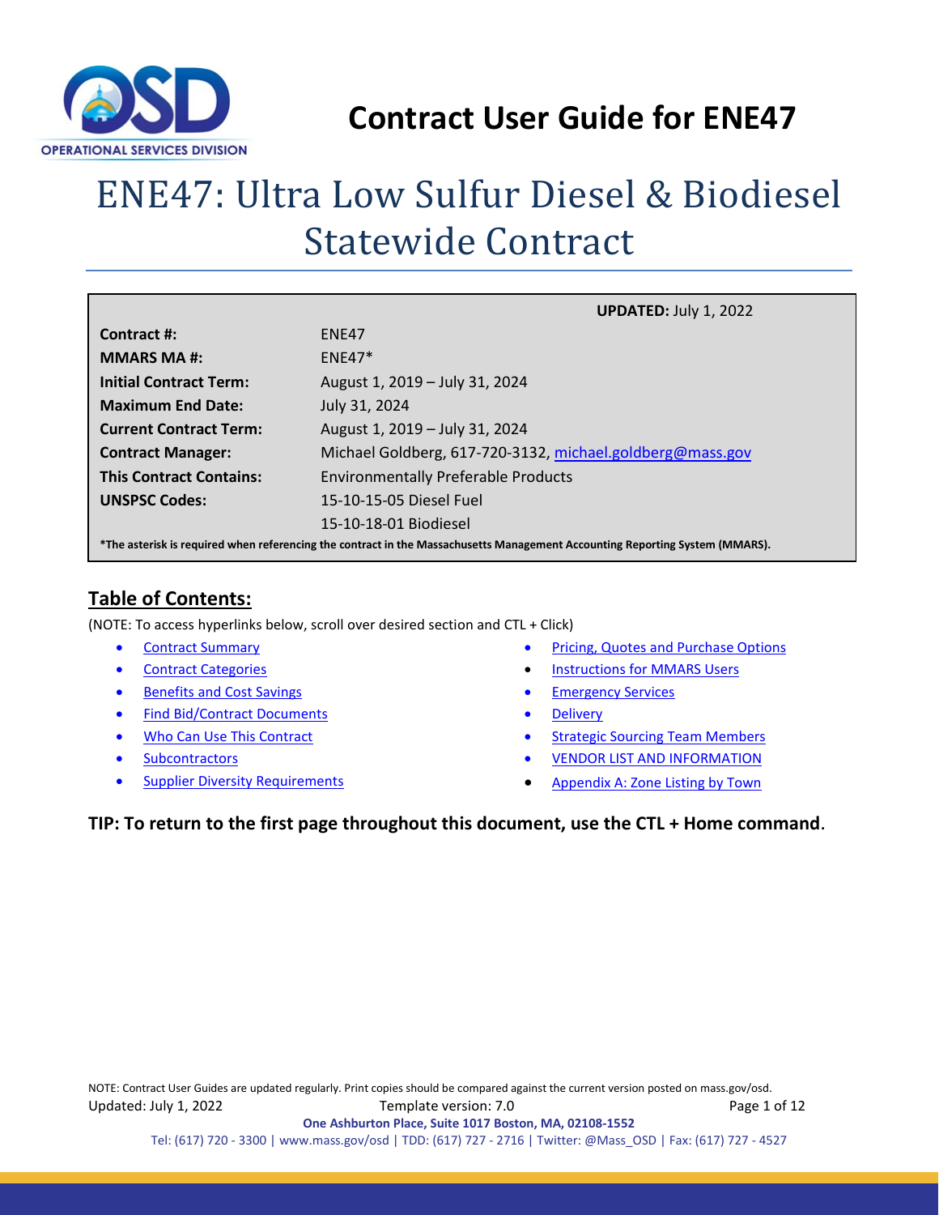# Contract User Guide for ENE47

# ENE47: Ultra Low Sulfur Diesel & Biodiesel Statewide Contract

| | |
|---|---|
| | **UPDATED:** July 1, 2022 |
| **Contract #:** | ENE47 |
| **MMARS MA #:** | ENE47* |
| **Initial Contract Term:** | August 1, 2019 – July 31, 2024 |
| **Maximum End Date:** | July 31, 2024 |
| **Current Contract Term:** | August 1, 2019 – July 31, 2024 |
| **Contract Manager:** | Michael Goldberg, 617-720-3132, michael.goldberg@mass.gov |
| **This Contract Contains:** | Environmentally Preferable Products |
| **UNSPSC Codes:** | 15-10-15-05 Diesel Fuel |
| | 15-10-18-01 Biodiesel |

***The asterisk is required when referencing the contract in the Massachusetts Management Accounting Reporting System (MMARS).**

## Table of Contents:

(NOTE: To access hyperlinks below, scroll over desired section and CTL + Click)

- Contract Summary
- Contract Categories
- Benefits and Cost Savings
- Find Bid/Contract Documents
- Who Can Use This Contract
- Subcontractors
- Supplier Diversity Requirements
- Pricing, Quotes and Purchase Options
- Instructions for MMARS Users
- Emergency Services
- Delivery
- Strategic Sourcing Team Members
- VENDOR LIST AND INFORMATION
- Appendix A: Zone Listing by Town

**TIP: To return to the first page throughout this document, use the CTL + Home command.**

NOTE: Contract User Guides are updated regularly. Print copies should be compared against the current version posted on mass.gov/osd.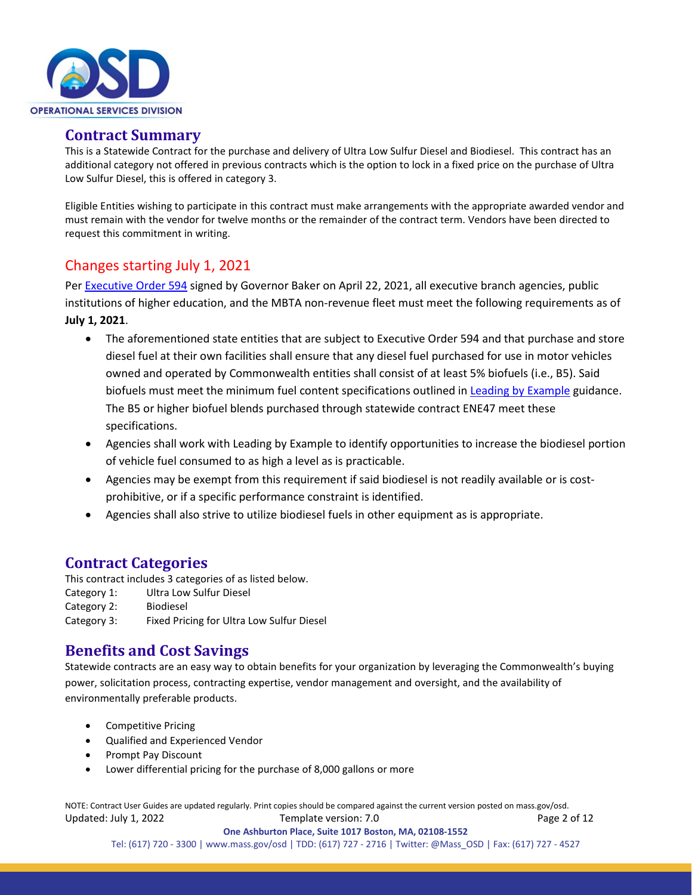## Contract Summary

This is a Statewide Contract for the purchase and delivery of Ultra Low Sulfur Diesel and Biodiesel. This contract has an additional category not offered in previous contracts which is the option to lock in a fixed price on the purchase of Ultra Low Sulfur Diesel, this is offered in category 3.

Eligible Entities wishing to participate in this contract must make arrangements with the appropriate awarded vendor and must remain with the vendor for twelve months or the remainder of the contract term. Vendors have been directed to request this commitment in writing.

## Changes starting July 1, 2021

Per [Executive Order 594](#) signed by Governor Baker on April 22, 2021, all executive branch agencies, public institutions of higher education, and the MBTA non-revenue fleet must meet the following requirements as of **July 1, 2021**.

- The aforementioned state entities that are subject to Executive Order 594 and that purchase and store diesel fuel at their own facilities shall ensure that any diesel fuel purchased for use in motor vehicles owned and operated by Commonwealth entities shall consist of at least 5% biofuels (i.e., B5). Said biofuels must meet the minimum fuel content specifications outlined in [Leading by Example](#) guidance. The B5 or higher biofuel blends purchased through statewide contract ENE47 meet these specifications.
- Agencies shall work with Leading by Example to identify opportunities to increase the biodiesel portion of vehicle fuel consumed to as high a level as is practicable.
- Agencies may be exempt from this requirement if said biodiesel is not readily available or is cost-prohibitive, or if a specific performance constraint is identified.
- Agencies shall also strive to utilize biodiesel fuels in other equipment as is appropriate.

## Contract Categories

This contract includes 3 categories of as listed below.

Category 1: Ultra Low Sulfur Diesel
Category 2: Biodiesel
Category 3: Fixed Pricing for Ultra Low Sulfur Diesel

## Benefits and Cost Savings

Statewide contracts are an easy way to obtain benefits for your organization by leveraging the Commonwealth's buying power, solicitation process, contracting expertise, vendor management and oversight, and the availability of environmentally preferable products.

- Competitive Pricing
- Qualified and Experienced Vendor
- Prompt Pay Discount
- Lower differential pricing for the purchase of 8,000 gallons or more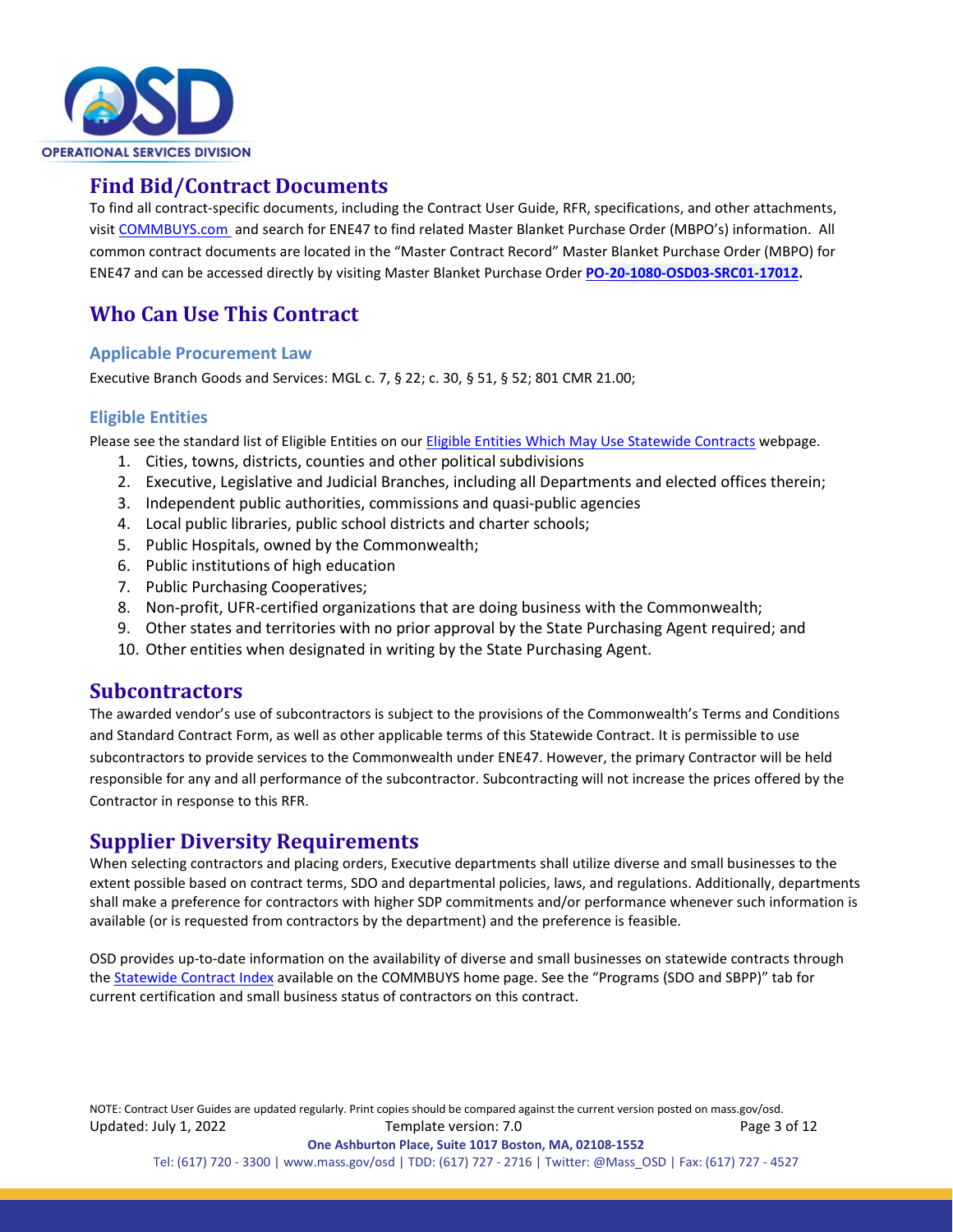## Find Bid/Contract Documents

To find all contract-specific documents, including the Contract User Guide, RFR, specifications, and other attachments, visit COMMBUYS.com and search for ENE47 to find related Master Blanket Purchase Order (MBPO's) information. All common contract documents are located in the "Master Contract Record" Master Blanket Purchase Order (MBPO) for ENE47 and can be accessed directly by visiting Master Blanket Purchase Order **PO-20-1080-OSD03-SRC01-17012.**

## Who Can Use This Contract

### Applicable Procurement Law

Executive Branch Goods and Services: MGL c. 7, § 22; c. 30, § 51, § 52; 801 CMR 21.00;

### Eligible Entities

Please see the standard list of Eligible Entities on our Eligible Entities Which May Use Statewide Contracts webpage.

1. Cities, towns, districts, counties and other political subdivisions
2. Executive, Legislative and Judicial Branches, including all Departments and elected offices therein;
3. Independent public authorities, commissions and quasi-public agencies
4. Local public libraries, public school districts and charter schools;
5. Public Hospitals, owned by the Commonwealth;
6. Public institutions of high education
7. Public Purchasing Cooperatives;
8. Non-profit, UFR-certified organizations that are doing business with the Commonwealth;
9. Other states and territories with no prior approval by the State Purchasing Agent required; and
10. Other entities when designated in writing by the State Purchasing Agent.

## Subcontractors

The awarded vendor's use of subcontractors is subject to the provisions of the Commonwealth's Terms and Conditions and Standard Contract Form, as well as other applicable terms of this Statewide Contract. It is permissible to use subcontractors to provide services to the Commonwealth under ENE47. However, the primary Contractor will be held responsible for any and all performance of the subcontractor. Subcontracting will not increase the prices offered by the Contractor in response to this RFR.

## Supplier Diversity Requirements

When selecting contractors and placing orders, Executive departments shall utilize diverse and small businesses to the extent possible based on contract terms, SDO and departmental policies, laws, and regulations. Additionally, departments shall make a preference for contractors with higher SDP commitments and/or performance whenever such information is available (or is requested from contractors by the department) and the preference is feasible.

OSD provides up-to-date information on the availability of diverse and small businesses on statewide contracts through the Statewide Contract Index available on the COMMBUYS home page. See the "Programs (SDO and SBPP)" tab for current certification and small business status of contractors on this contract.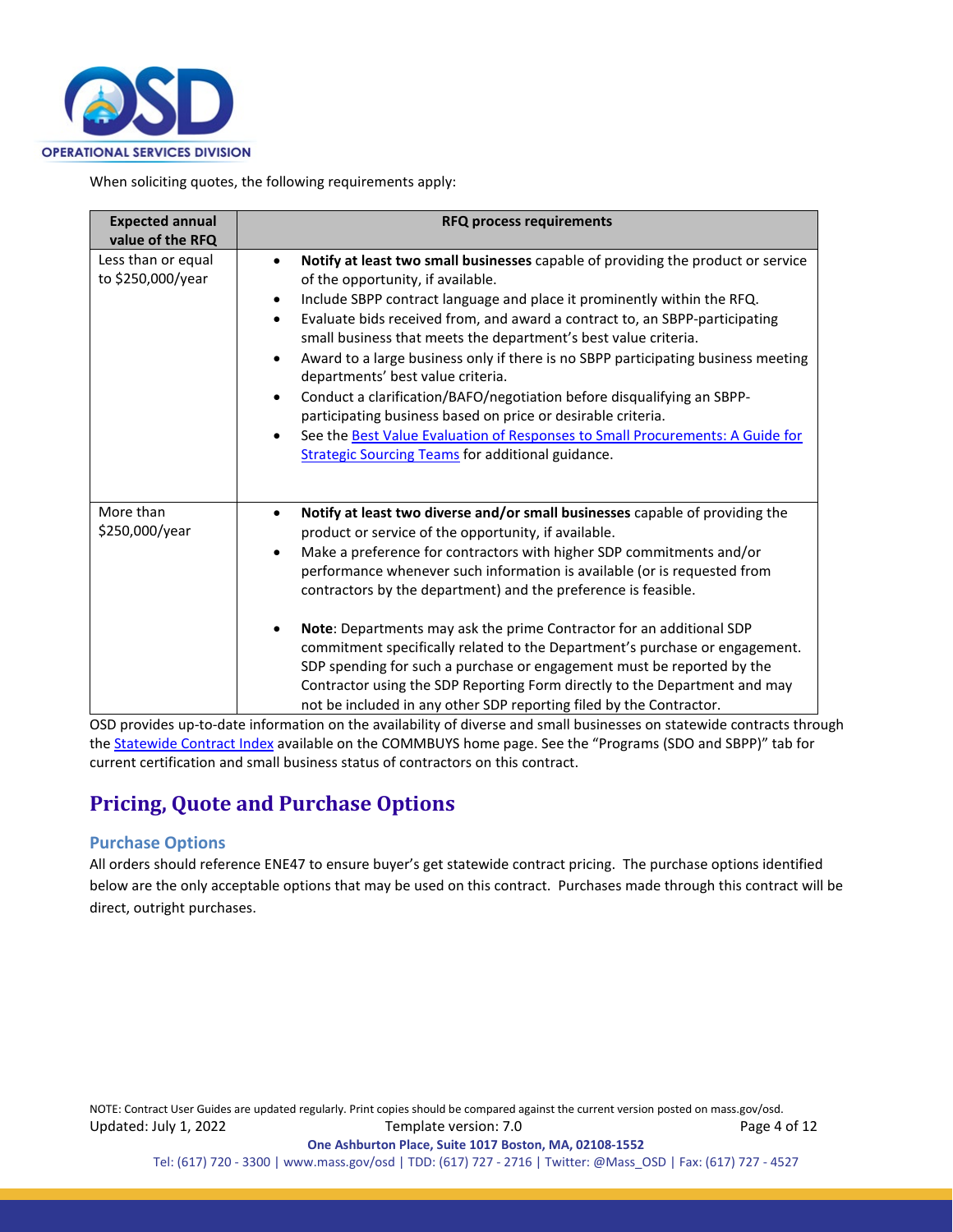When soliciting quotes, the following requirements apply:

| Expected annual value of the RFQ | RFQ process requirements |
| --- | --- |
| Less than or equal to $250,000/year | • **Notify at least two small businesses** capable of providing the product or service of the opportunity, if available.<br>• Include SBPP contract language and place it prominently within the RFQ.<br>• Evaluate bids received from, and award a contract to, an SBPP-participating small business that meets the department's best value criteria.<br>• Award to a large business only if there is no SBPP participating business meeting departments' best value criteria.<br>• Conduct a clarification/BAFO/negotiation before disqualifying an SBPP-participating business based on price or desirable criteria.<br>• See the [Best Value Evaluation of Responses to Small Procurements: A Guide for Strategic Sourcing Teams]() for additional guidance. |
| More than $250,000/year | • **Notify at least two diverse and/or small businesses** capable of providing the product or service of the opportunity, if available.<br>• Make a preference for contractors with higher SDP commitments and/or performance whenever such information is available (or is requested from contractors by the department) and the preference is feasible.<br>• **Note**: Departments may ask the prime Contractor for an additional SDP commitment specifically related to the Department's purchase or engagement. SDP spending for such a purchase or engagement must be reported by the Contractor using the SDP Reporting Form directly to the Department and may not be included in any other SDP reporting filed by the Contractor. |

OSD provides up-to-date information on the availability of diverse and small businesses on statewide contracts through the [Statewide Contract Index]() available on the COMMBUYS home page. See the "Programs (SDO and SBPP)" tab for current certification and small business status of contractors on this contract.

## Pricing, Quote and Purchase Options

### Purchase Options

All orders should reference ENE47 to ensure buyer's get statewide contract pricing. The purchase options identified below are the only acceptable options that may be used on this contract. Purchases made through this contract will be direct, outright purchases.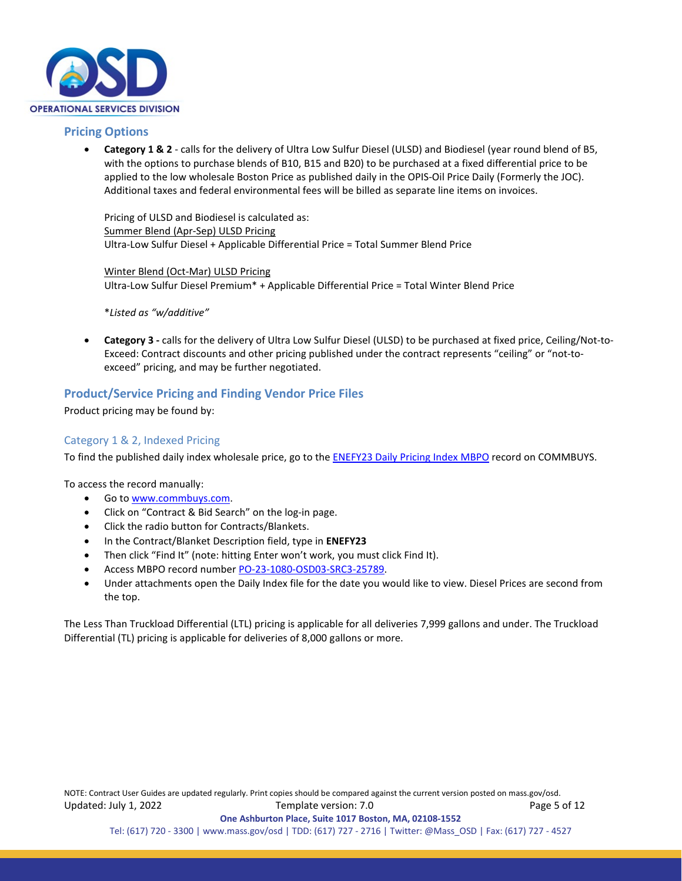## Pricing Options

- **Category 1 & 2** - calls for the delivery of Ultra Low Sulfur Diesel (ULSD) and Biodiesel (year round blend of B5, with the options to purchase blends of B10, B15 and B20) to be purchased at a fixed differential price to be applied to the low wholesale Boston Price as published daily in the OPIS-Oil Price Daily (Formerly the JOC). Additional taxes and federal environmental fees will be billed as separate line items on invoices.

  Pricing of ULSD and Biodiesel is calculated as:
  Summer Blend (Apr-Sep) ULSD Pricing
  Ultra-Low Sulfur Diesel + Applicable Differential Price = Total Summer Blend Price

  Winter Blend (Oct-Mar) ULSD Pricing
  Ultra-Low Sulfur Diesel Premium* + Applicable Differential Price = Total Winter Blend Price

  *\*Listed as "w/additive"*

- **Category 3 -** calls for the delivery of Ultra Low Sulfur Diesel (ULSD) to be purchased at fixed price, Ceiling/Not-to-Exceed: Contract discounts and other pricing published under the contract represents "ceiling" or "not-to-exceed" pricing, and may be further negotiated.

## Product/Service Pricing and Finding Vendor Price Files

Product pricing may be found by:

### Category 1 & 2, Indexed Pricing

To find the published daily index wholesale price, go to the ENEFY23 Daily Pricing Index MBPO record on COMMBUYS.

To access the record manually:

- Go to www.commbuys.com.
- Click on "Contract & Bid Search" on the log-in page.
- Click the radio button for Contracts/Blankets.
- In the Contract/Blanket Description field, type in **ENEFY23**
- Then click "Find It" (note: hitting Enter won't work, you must click Find It).
- Access MBPO record number PO-23-1080-OSD03-SRC3-25789.
- Under attachments open the Daily Index file for the date you would like to view. Diesel Prices are second from the top.

The Less Than Truckload Differential (LTL) pricing is applicable for all deliveries 7,999 gallons and under. The Truckload Differential (TL) pricing is applicable for deliveries of 8,000 gallons or more.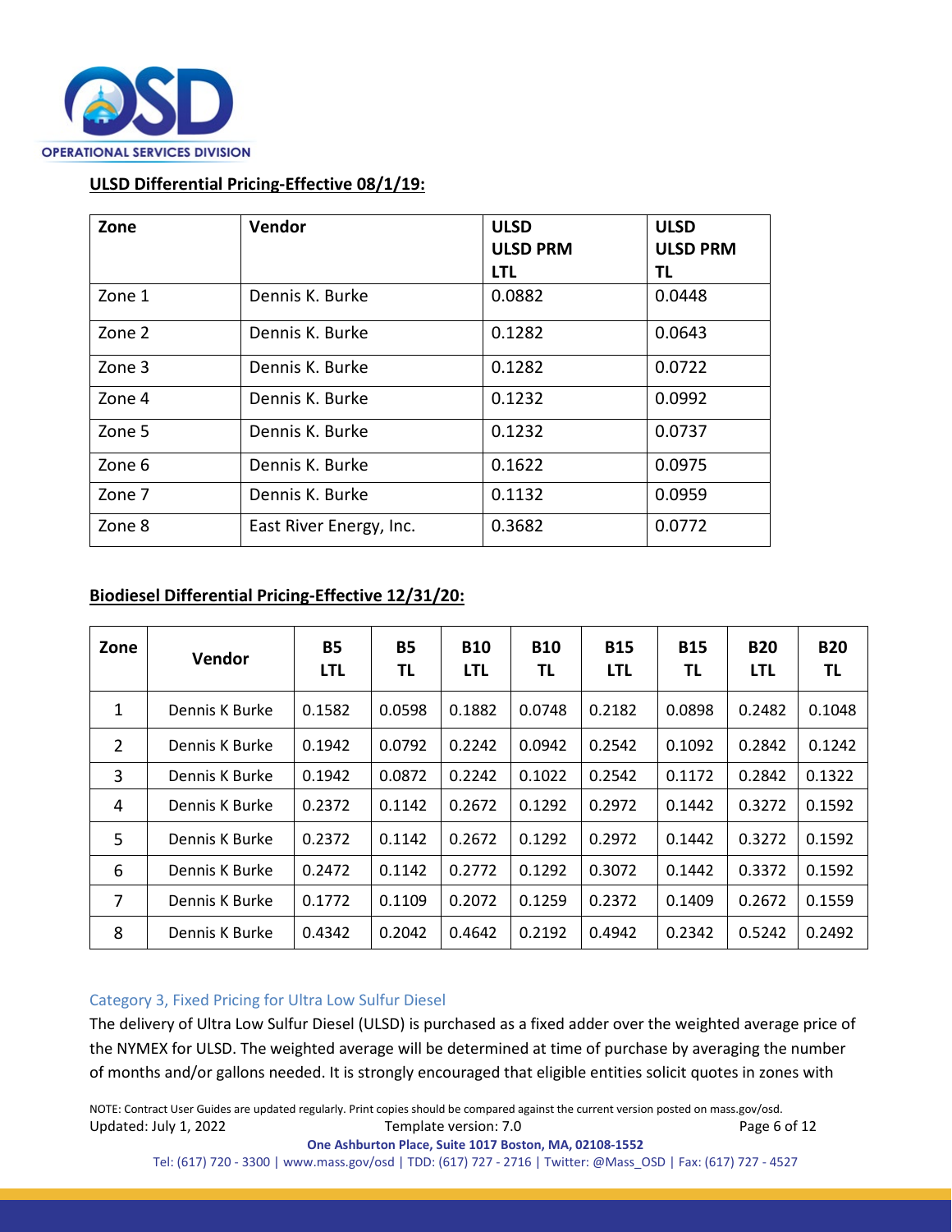## ULSD Differential Pricing-Effective 08/1/19:

| Zone | Vendor | ULSD<br>ULSD PRM<br>LTL | ULSD<br>ULSD PRM<br>TL |
|---|---|---|---|
| Zone 1 | Dennis K. Burke | 0.0882 | 0.0448 |
| Zone 2 | Dennis K. Burke | 0.1282 | 0.0643 |
| Zone 3 | Dennis K. Burke | 0.1282 | 0.0722 |
| Zone 4 | Dennis K. Burke | 0.1232 | 0.0992 |
| Zone 5 | Dennis K. Burke | 0.1232 | 0.0737 |
| Zone 6 | Dennis K. Burke | 0.1622 | 0.0975 |
| Zone 7 | Dennis K. Burke | 0.1132 | 0.0959 |
| Zone 8 | East River Energy, Inc. | 0.3682 | 0.0772 |

## Biodiesel Differential Pricing-Effective 12/31/20:

| Zone | Vendor | B5 LTL | B5 TL | B10 LTL | B10 TL | B15 LTL | B15 TL | B20 LTL | B20 TL |
|---|---|---|---|---|---|---|---|---|---|
| 1 | Dennis K Burke | 0.1582 | 0.0598 | 0.1882 | 0.0748 | 0.2182 | 0.0898 | 0.2482 | 0.1048 |
| 2 | Dennis K Burke | 0.1942 | 0.0792 | 0.2242 | 0.0942 | 0.2542 | 0.1092 | 0.2842 | 0.1242 |
| 3 | Dennis K Burke | 0.1942 | 0.0872 | 0.2242 | 0.1022 | 0.2542 | 0.1172 | 0.2842 | 0.1322 |
| 4 | Dennis K Burke | 0.2372 | 0.1142 | 0.2672 | 0.1292 | 0.2972 | 0.1442 | 0.3272 | 0.1592 |
| 5 | Dennis K Burke | 0.2372 | 0.1142 | 0.2672 | 0.1292 | 0.2972 | 0.1442 | 0.3272 | 0.1592 |
| 6 | Dennis K Burke | 0.2472 | 0.1142 | 0.2772 | 0.1292 | 0.3072 | 0.1442 | 0.3372 | 0.1592 |
| 7 | Dennis K Burke | 0.1772 | 0.1109 | 0.2072 | 0.1259 | 0.2372 | 0.1409 | 0.2672 | 0.1559 |
| 8 | Dennis K Burke | 0.4342 | 0.2042 | 0.4642 | 0.2192 | 0.4942 | 0.2342 | 0.5242 | 0.2492 |

### Category 3, Fixed Pricing for Ultra Low Sulfur Diesel

The delivery of Ultra Low Sulfur Diesel (ULSD) is purchased as a fixed adder over the weighted average price of the NYMEX for ULSD. The weighted average will be determined at time of purchase by averaging the number of months and/or gallons needed. It is strongly encouraged that eligible entities solicit quotes in zones with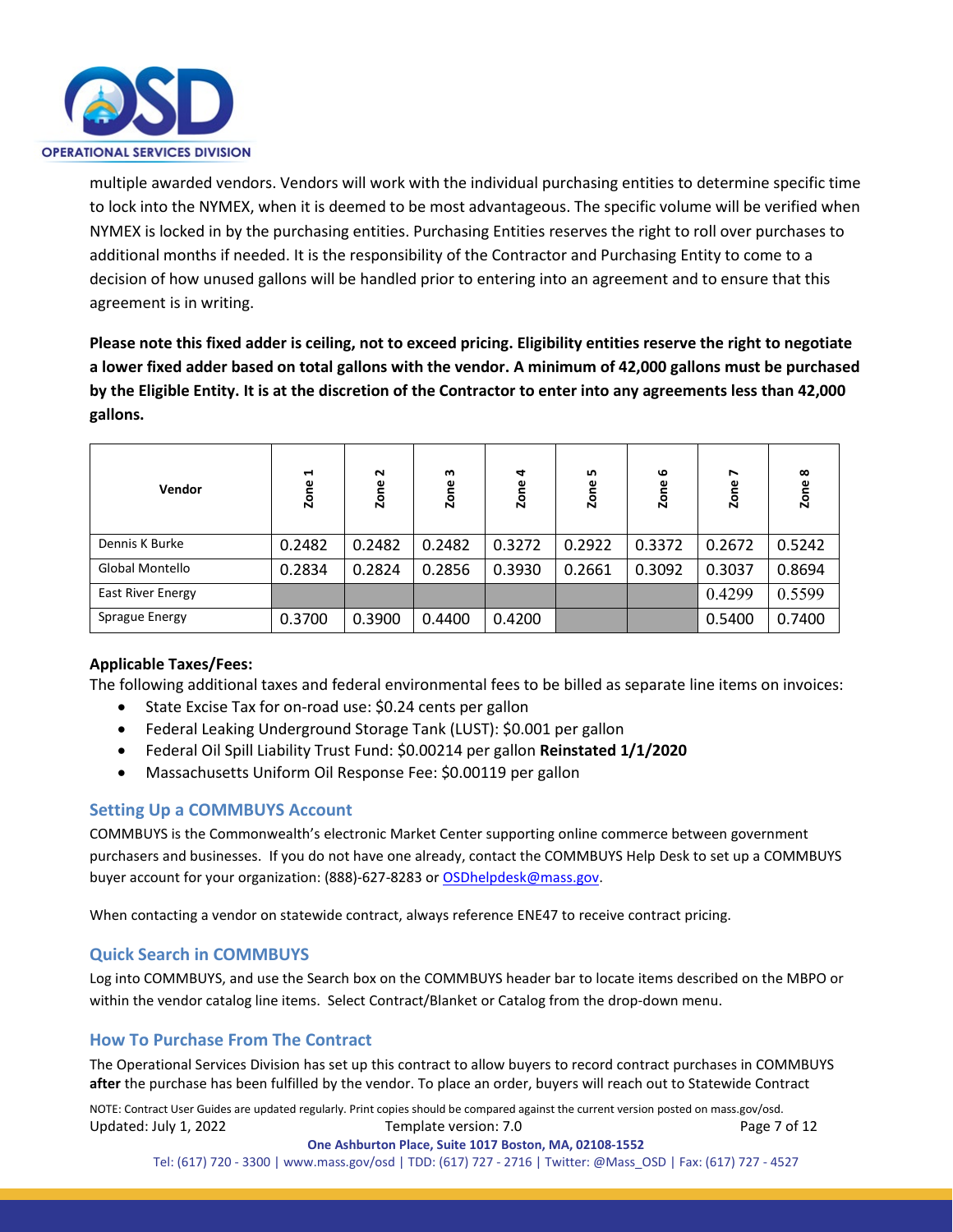multiple awarded vendors. Vendors will work with the individual purchasing entities to determine specific time to lock into the NYMEX, when it is deemed to be most advantageous. The specific volume will be verified when NYMEX is locked in by the purchasing entities. Purchasing Entities reserves the right to roll over purchases to additional months if needed. It is the responsibility of the Contractor and Purchasing Entity to come to a decision of how unused gallons will be handled prior to entering into an agreement and to ensure that this agreement is in writing.

**Please note this fixed adder is ceiling, not to exceed pricing. Eligibility entities reserve the right to negotiate a lower fixed adder based on total gallons with the vendor. A minimum of 42,000 gallons must be purchased by the Eligible Entity. It is at the discretion of the Contractor to enter into any agreements less than 42,000 gallons.**

| Vendor | Zone 1 | Zone 2 | Zone 3 | Zone 4 | Zone 5 | Zone 6 | Zone 7 | Zone 8 |
|---|---|---|---|---|---|---|---|---|
| Dennis K Burke | 0.2482 | 0.2482 | 0.2482 | 0.3272 | 0.2922 | 0.3372 | 0.2672 | 0.5242 |
| Global Montello | 0.2834 | 0.2824 | 0.2856 | 0.3930 | 0.2661 | 0.3092 | 0.3037 | 0.8694 |
| East River Energy | | | | | | | 0.4299 | 0.5599 |
| Sprague Energy | 0.3700 | 0.3900 | 0.4400 | 0.4200 | | | 0.5400 | 0.7400 |

**Applicable Taxes/Fees:**

The following additional taxes and federal environmental fees to be billed as separate line items on invoices:

- State Excise Tax for on-road use: $0.24 cents per gallon
- Federal Leaking Underground Storage Tank (LUST): $0.001 per gallon
- Federal Oil Spill Liability Trust Fund: $0.00214 per gallon **Reinstated 1/1/2020**
- Massachusetts Uniform Oil Response Fee: $0.00119 per gallon

## Setting Up a COMMBUYS Account

COMMBUYS is the Commonwealth's electronic Market Center supporting online commerce between government purchasers and businesses. If you do not have one already, contact the COMMBUYS Help Desk to set up a COMMBUYS buyer account for your organization: (888)-627-8283 or OSDhelpdesk@mass.gov.

When contacting a vendor on statewide contract, always reference ENE47 to receive contract pricing.

## Quick Search in COMMBUYS

Log into COMMBUYS, and use the Search box on the COMMBUYS header bar to locate items described on the MBPO or within the vendor catalog line items. Select Contract/Blanket or Catalog from the drop-down menu.

## How To Purchase From The Contract

The Operational Services Division has set up this contract to allow buyers to record contract purchases in COMMBUYS **after** the purchase has been fulfilled by the vendor. To place an order, buyers will reach out to Statewide Contract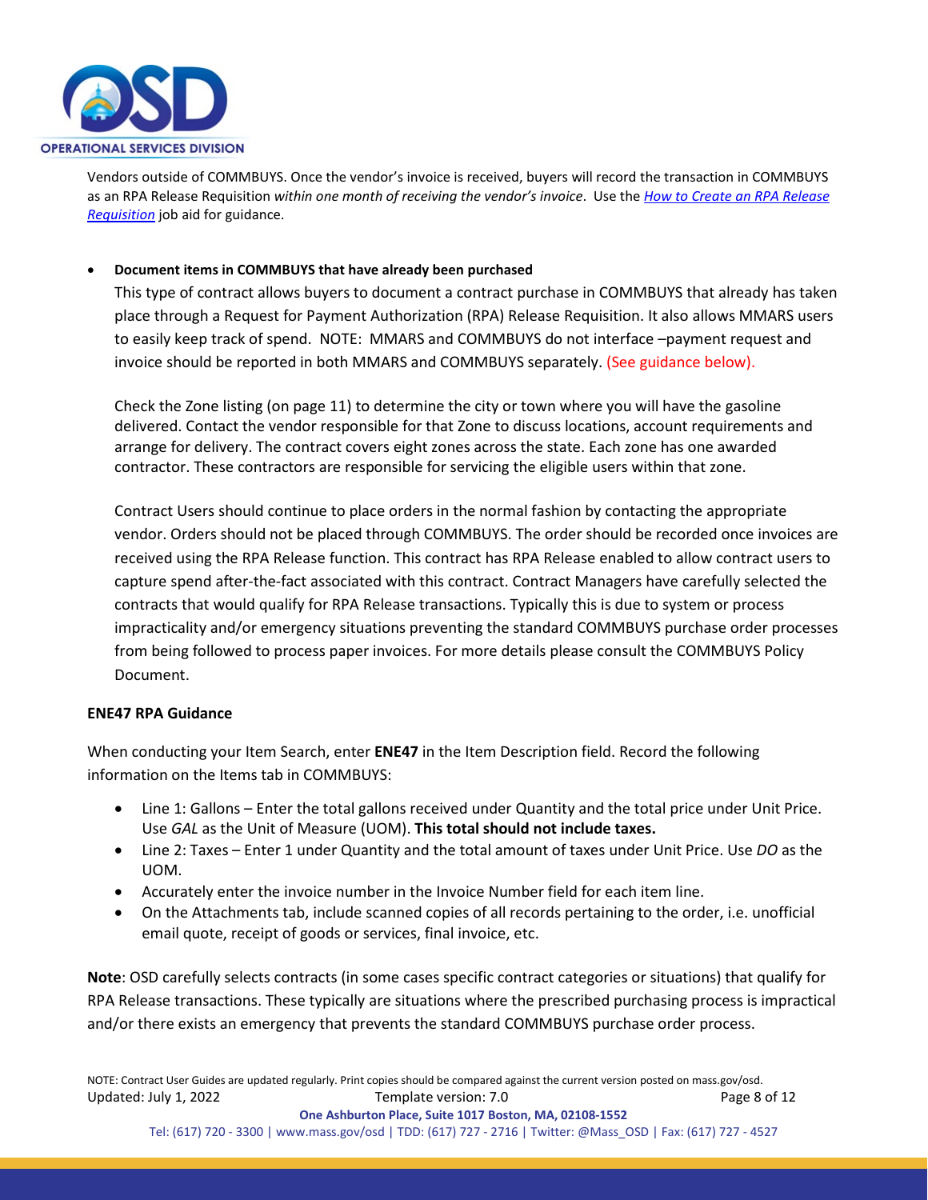Vendors outside of COMMBUYS. Once the vendor's invoice is received, buyers will record the transaction in COMMBUYS as an RPA Release Requisition *within one month of receiving the vendor's invoice*. Use the *[How to Create an RPA Release Requisition](#)* job aid for guidance.

- **Document items in COMMBUYS that have already been purchased**

  This type of contract allows buyers to document a contract purchase in COMMBUYS that already has taken place through a Request for Payment Authorization (RPA) Release Requisition. It also allows MMARS users to easily keep track of spend. NOTE: MMARS and COMMBUYS do not interface –payment request and invoice should be reported in both MMARS and COMMBUYS separately. (See guidance below).

  Check the Zone listing (on page 11) to determine the city or town where you will have the gasoline delivered. Contact the vendor responsible for that Zone to discuss locations, account requirements and arrange for delivery. The contract covers eight zones across the state. Each zone has one awarded contractor. These contractors are responsible for servicing the eligible users within that zone.

  Contract Users should continue to place orders in the normal fashion by contacting the appropriate vendor. Orders should not be placed through COMMBUYS. The order should be recorded once invoices are received using the RPA Release function. This contract has RPA Release enabled to allow contract users to capture spend after-the-fact associated with this contract. Contract Managers have carefully selected the contracts that would qualify for RPA Release transactions. Typically this is due to system or process impracticality and/or emergency situations preventing the standard COMMBUYS purchase order processes from being followed to process paper invoices. For more details please consult the COMMBUYS Policy Document.

**ENE47 RPA Guidance**

When conducting your Item Search, enter **ENE47** in the Item Description field. Record the following information on the Items tab in COMMBUYS:

- Line 1: Gallons – Enter the total gallons received under Quantity and the total price under Unit Price. Use *GAL* as the Unit of Measure (UOM). **This total should not include taxes.**
- Line 2: Taxes – Enter 1 under Quantity and the total amount of taxes under Unit Price. Use *DO* as the UOM.
- Accurately enter the invoice number in the Invoice Number field for each item line.
- On the Attachments tab, include scanned copies of all records pertaining to the order, i.e. unofficial email quote, receipt of goods or services, final invoice, etc.

**Note**: OSD carefully selects contracts (in some cases specific contract categories or situations) that qualify for RPA Release transactions. These typically are situations where the prescribed purchasing process is impractical and/or there exists an emergency that prevents the standard COMMBUYS purchase order process.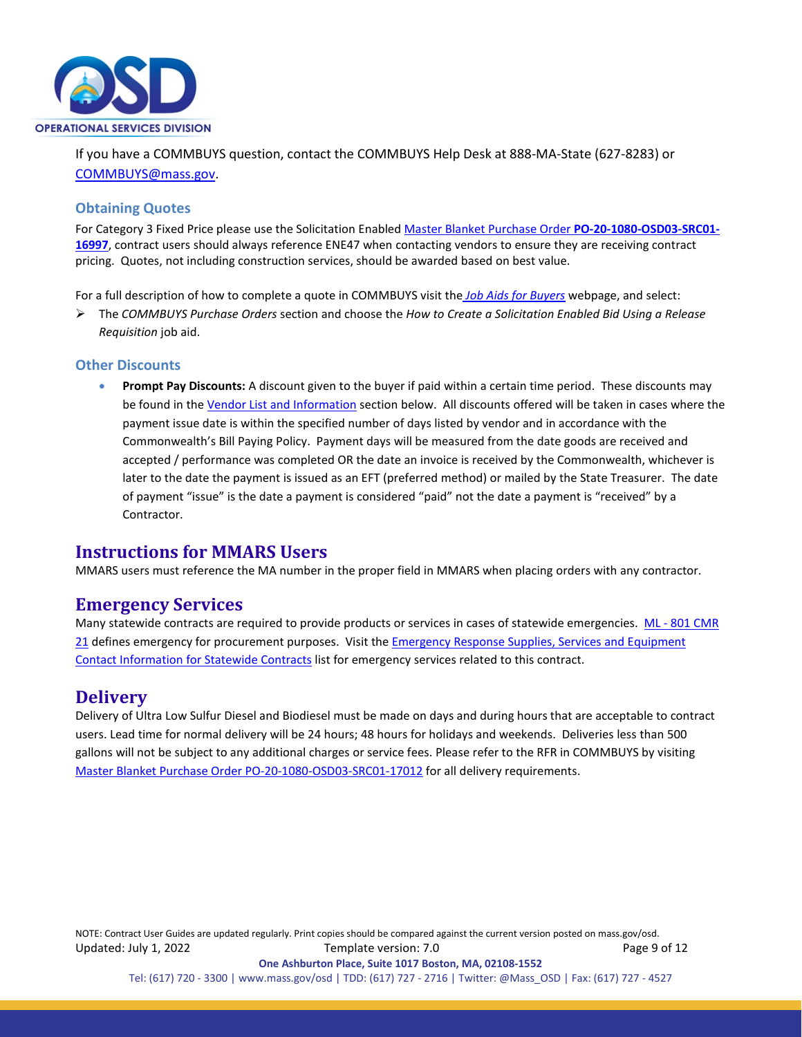If you have a COMMBUYS question, contact the COMMBUYS Help Desk at 888-MA-State (627-8283) or COMMBUYS@mass.gov.

### Obtaining Quotes

For Category 3 Fixed Price please use the Solicitation Enabled Master Blanket Purchase Order **PO-20-1080-OSD03-SRC01-16997**, contract users should always reference ENE47 when contacting vendors to ensure they are receiving contract pricing. Quotes, not including construction services, should be awarded based on best value.

For a full description of how to complete a quote in COMMBUYS visit the *Job Aids for Buyers* webpage, and select:

- The *COMMBUYS Purchase Orders* section and choose the *How to Create a Solicitation Enabled Bid Using a Release Requisition* job aid.

### Other Discounts

- **Prompt Pay Discounts:** A discount given to the buyer if paid within a certain time period. These discounts may be found in the Vendor List and Information section below. All discounts offered will be taken in cases where the payment issue date is within the specified number of days listed by vendor and in accordance with the Commonwealth's Bill Paying Policy. Payment days will be measured from the date goods are received and accepted / performance was completed OR the date an invoice is received by the Commonwealth, whichever is later to the date the payment is issued as an EFT (preferred method) or mailed by the State Treasurer. The date of payment "issue" is the date a payment is considered "paid" not the date a payment is "received" by a Contractor.

## Instructions for MMARS Users

MMARS users must reference the MA number in the proper field in MMARS when placing orders with any contractor.

## Emergency Services

Many statewide contracts are required to provide products or services in cases of statewide emergencies. ML - 801 CMR 21 defines emergency for procurement purposes. Visit the Emergency Response Supplies, Services and Equipment Contact Information for Statewide Contracts list for emergency services related to this contract.

## Delivery

Delivery of Ultra Low Sulfur Diesel and Biodiesel must be made on days and during hours that are acceptable to contract users. Lead time for normal delivery will be 24 hours; 48 hours for holidays and weekends. Deliveries less than 500 gallons will not be subject to any additional charges or service fees. Please refer to the RFR in COMMBUYS by visiting Master Blanket Purchase Order PO-20-1080-OSD03-SRC01-17012 for all delivery requirements.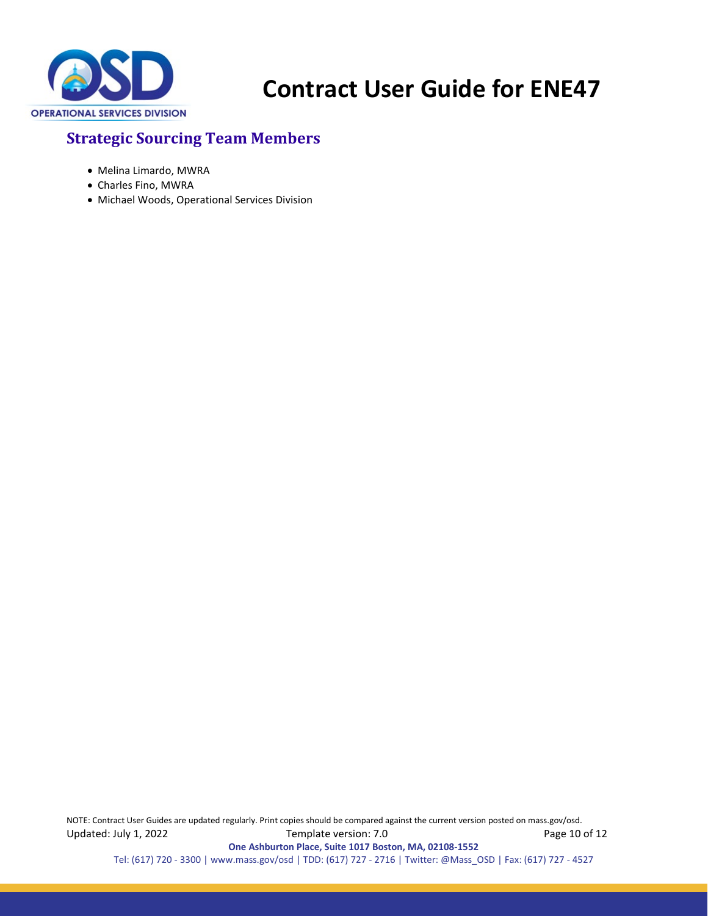## Strategic Sourcing Team Members

- Melina Limardo, MWRA
- Charles Fino, MWRA
- Michael Woods, Operational Services Division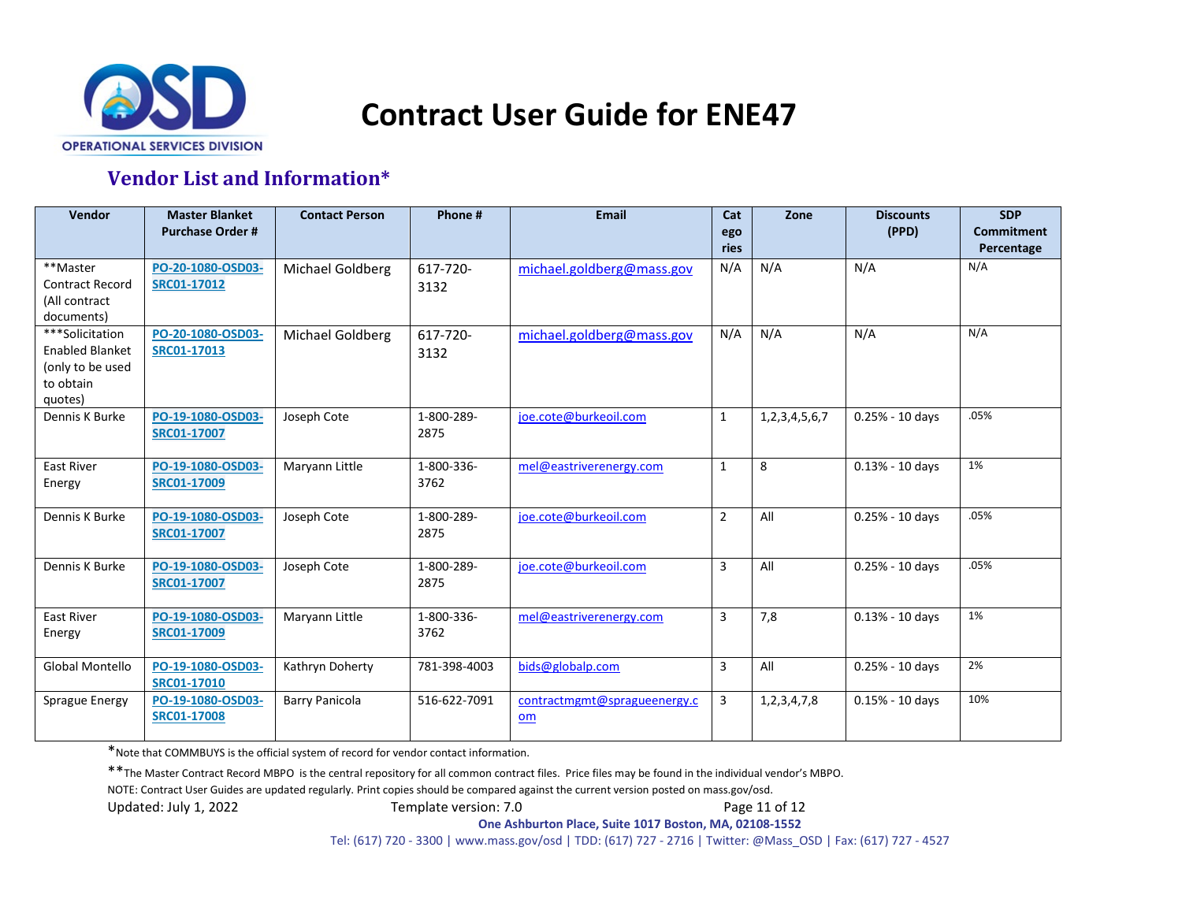# Contract User Guide for ENE47

## Vendor List and Information*

| Vendor | Master Blanket Purchase Order # | Contact Person | Phone # | Email | Categories | Zone | Discounts (PPD) | SDP Commitment Percentage |
|---|---|---|---|---|---|---|---|---|
| **Master Contract Record (All contract documents) | PO-20-1080-OSD03-SRC01-17012 | Michael Goldberg | 617-720-3132 | michael.goldberg@mass.gov | N/A | N/A | N/A | N/A |
| ***Solicitation Enabled Blanket (only to be used to obtain quotes) | PO-20-1080-OSD03-SRC01-17013 | Michael Goldberg | 617-720-3132 | michael.goldberg@mass.gov | N/A | N/A | N/A | N/A |
| Dennis K Burke | PO-19-1080-OSD03-SRC01-17007 | Joseph Cote | 1-800-289-2875 | joe.cote@burkeoil.com | 1 | 1,2,3,4,5,6,7 | 0.25% - 10 days | .05% |
| East River Energy | PO-19-1080-OSD03-SRC01-17009 | Maryann Little | 1-800-336-3762 | mel@eastriverenergy.com | 1 | 8 | 0.13% - 10 days | 1% |
| Dennis K Burke | PO-19-1080-OSD03-SRC01-17007 | Joseph Cote | 1-800-289-2875 | joe.cote@burkeoil.com | 2 | All | 0.25% - 10 days | .05% |
| Dennis K Burke | PO-19-1080-OSD03-SRC01-17007 | Joseph Cote | 1-800-289-2875 | joe.cote@burkeoil.com | 3 | All | 0.25% - 10 days | .05% |
| East River Energy | PO-19-1080-OSD03-SRC01-17009 | Maryann Little | 1-800-336-3762 | mel@eastriverenergy.com | 3 | 7,8 | 0.13% - 10 days | 1% |
| Global Montello | PO-19-1080-OSD03-SRC01-17010 | Kathryn Doherty | 781-398-4003 | bids@globalp.com | 3 | All | 0.25% - 10 days | 2% |
| Sprague Energy | PO-19-1080-OSD03-SRC01-17008 | Barry Panicola | 516-622-7091 | contractmgmt@spragueenergy.com | 3 | 1,2,3,4,7,8 | 0.15% - 10 days | 10% |

*Note that COMMBUYS is the official system of record for vendor contact information.

**The Master Contract Record MBPO is the central repository for all common contract files. Price files may be found in the individual vendor's MBPO.

NOTE: Contract User Guides are updated regularly. Print copies should be compared against the current version posted on mass.gov/osd.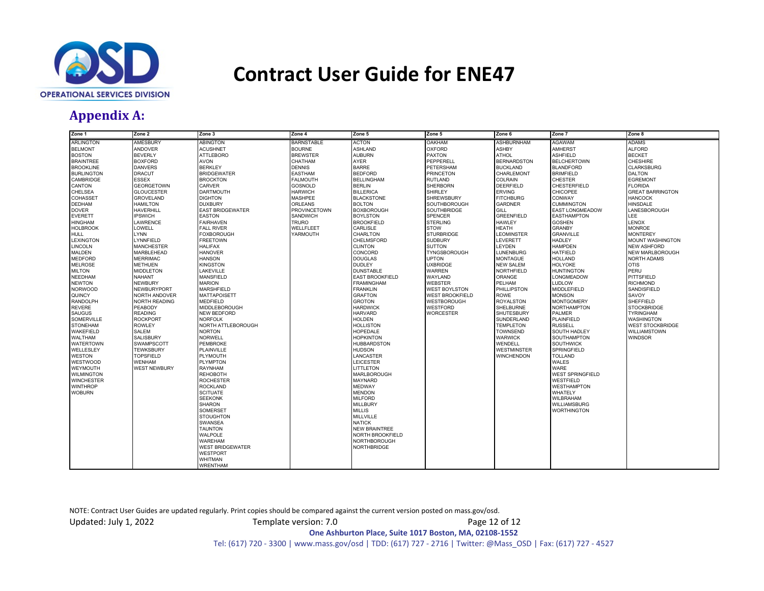# Contract User Guide for ENE47

## Appendix A:

| Zone 1 | Zone 2 | Zone 3 | Zone 4 | Zone 5 | Zone 5 | Zone 6 | Zone 7 | Zone 8 |
|---|---|---|---|---|---|---|---|---|
| ARLINGTON | AMESBURY | ABINGTON | BARNSTABLE | ACTON | OAKHAM | ASHBURNHAM | AGAWAM | ADAMS |
| BELMONT | ANDOVER | ACUSHNET | BOURNE | ASHLAND | OXFORD | ASHBY | AMHERST | ALFORD |
| BOSTON | BEVERLY | ATTLEBORO | BREWSTER | AUBURN | PAXTON | ATHOL | ASHFIELD | BECKET |
| BRAINTREE | BOXFORD | AVON | CHATHAM | AYER | PEPPERELL | BERNARDSTON | BELCHERTOWN | CHESHIRE |
| BROOKLINE | DANVERS | BERKLEY | DENNIS | BARRE | PETERSHAM | BUCKLAND | BLANDFORD | CLARKSBURG |
| BURLINGTON | DRACUT | BRIDGEWATER | EASTHAM | BEDFORD | PRINCETON | CHARLEMONT | BRIMFIELD | DALTON |
| CAMBRIDGE | ESSEX | BROCKTON | FALMOUTH | BELLINGHAM | RUTLAND | COLRAIN | CHESTER | EGREMONT |
| CANTON | GEORGETOWN | CARVER | GOSNOLD | BERLIN | SHERBORN | DEERFIELD | CHESTERFIELD | FLORIDA |
| CHELSEA | GLOUCESTER | DARTMOUTH | HARWICH | BILLERICA | SHIRLEY | ERVING | CHICOPEE | GREAT BARRINGTON |
| COHASSET | GROVELAND | DIGHTON | MASHPEE | BLACKSTONE | SHREWSBURY | FITCHBURG | CONWAY | HANCOCK |
| DEDHAM | HAMILTON | DUXBURY | ORLEANS | BOLTON | SOUTHBOROUGH | GARDNER | CUMMINGTON | HINSDALE |
| DOVER | HAVERHILL | EAST BRIDGEWATER | PROVINCETOWN | BOXBOROUGH | SOUTHBRIDGE | GILL | EAST LONGMEADOW | LANESBOROUGH |
| EVERETT | IPSWICH | EASTON | SANDWICH | BOYLSTON | SPENCER | GREENFIELD | EASTHAMPTON | LEE |
| HINGHAM | LAWRENCE | FAIRHAVEN | TRURO | BROOKFIELD | STERLING | HAWLEY | GOSHEN | LENOX |
| HOLBROOK | LOWELL | FALL RIVER | WELLFLEET | CARLISLE | STOW | HEATH | GRANBY | MONROE |
| HULL | LYNN | FOXBOROUGH | YARMOUTH | CHARLTON | STURBRIDGE | LEOMINSTER | GRANVILLE | MONTEREY |
| LEXINGTON | LYNNFIELD | FREETOWN | | CHELMSFORD | SUDBURY | LEVERETT | HADLEY | MOUNT WASHINGTON |
| LINCOLN | MANCHESTER | HALIFAX | | CLINTON | SUTTON | LEYDEN | HAMPDEN | NEW ASHFORD |
| MALDEN | MARBLEHEAD | HANOVER | | CONCORD | TYNGSBOROUGH | LUNENBURG | HATFIELD | NEW MARLBOROUGH |
| MEDFORD | MERRIMAC | HANSON | | DOUGLAS | UPTON | MONTAGUE | HOLLAND | NORTH ADAMS |
| MELROSE | METHUEN | KINGSTON | | DUDLEY | UXBRIDGE | NEW SALEM | HOLYOKE | OTIS |
| MILTON | MIDDLETON | LAKEVILLE | | DUNSTABLE | WARREN | NORTHFIELD | HUNTINGTON | PERU |
| NEEDHAM | NAHANT | MANSFIELD | | EAST BROOKFIELD | WAYLAND | ORANGE | LONGMEADOW | PITTSFIELD |
| NEWTON | NEWBURY | MARION | | FRAMINGHAM | WEBSTER | PELHAM | LUDLOW | RICHMOND |
| NORWOOD | NEWBURYPORT | MARSHFIELD | | FRANKLIN | WEST BOYLSTON | PHILLIPSTON | MIDDLEFIELD | SANDISFIELD |
| QUINCY | NORTH ANDOVER | MATTAPOISETT | | GRAFTON | WEST BROOKFIELD | ROWE | MONSON | SAVOY |
| RANDOLPH | NORTH READING | MEDFIELD | | GROTON | WESTBOROUGH | ROYALSTON | MONTGOMERY | SHEFFIELD |
| REVERE | PEABODY | MIDDLEBOROUGH | | HARDWICK | WESTFORD | SHELBURNE | NORTHAMPTON | STOCKBRIDGE |
| SAUGUS | READING | NEW BEDFORD | | HARVARD | WORCESTER | SHUTESBURY | PALMER | TYRINGHAM |
| SOMERVILLE | ROCKPORT | NORFOLK | | HOLDEN | | SUNDERLAND | PLAINFIELD | WASHINGTON |
| STONEHAM | ROWLEY | NORTH ATTLEBOROUGH | | HOLLISTON | | TEMPLETON | RUSSELL | WEST STOCKBRIDGE |
| WAKEFIELD | SALEM | NORTON | | HOPEDALE | | TOWNSEND | SOUTH HADLEY | WILLIAMSTOWN |
| WALTHAM | SALISBURY | NORWELL | | HOPKINTON | | WARWICK | SOUTHAMPTON | WINDSOR |
| WATERTOWN | SWAMPSCOTT | PEMBROKE | | HUBBARDSTON | | WENDELL | SOUTHWICK | |
| WELLESLEY | TEWKSBURY | PLAINVILLE | | HUDSON | | WESTMINSTER | SPRINGFIELD | |
| WESTON | TOPSFIELD | PLYMOUTH | | LANCASTER | | WINCHENDON | TOLLAND | |
| WESTWOOD | WENHAM | PLYMPTON | | LEICESTER | | | WALES | |
| WEYMOUTH | WEST NEWBURY | RAYNHAM | | LITTLETON | | | WARE | |
| WILMINGTON | | REHOBOTH | | MARLBOROUGH | | | WEST SPRINGFIELD | |
| WINCHESTER | | ROCHESTER | | MAYNARD | | | WESTFIELD | |
| WINTHROP | | ROCKLAND | | MEDWAY | | | WESTHAMPTON | |
| WOBURN | | SCITUATE | | MENDON | | | WHATELY | |
| | | SEEKONK | | MILFORD | | | WILBRAHAM | |
| | | SHARON | | MILLBURY | | | WILLIAMSBURG | |
| | | SOMERSET | | MILLIS | | | WORTHINGTON | |
| | | STOUGHTON | | MILLVILLE | | | | |
| | | SWANSEA | | NATICK | | | | |
| | | TAUNTON | | NEW BRAINTREE | | | | |
| | | WALPOLE | | NORTH BROOKFIELD | | | | |
| | | WAREHAM | | NORTHBOROUGH | | | | |
| | | WEST BRIDGEWATER | | NORTHBRIDGE | | | | |
| | | WESTPORT | | | | | | |
| | | WHITMAN | | | | | | |
| | | WRENTHAM | | | | | | |

NOTE: Contract User Guides are updated regularly. Print copies should be compared against the current version posted on mass.gov/osd.